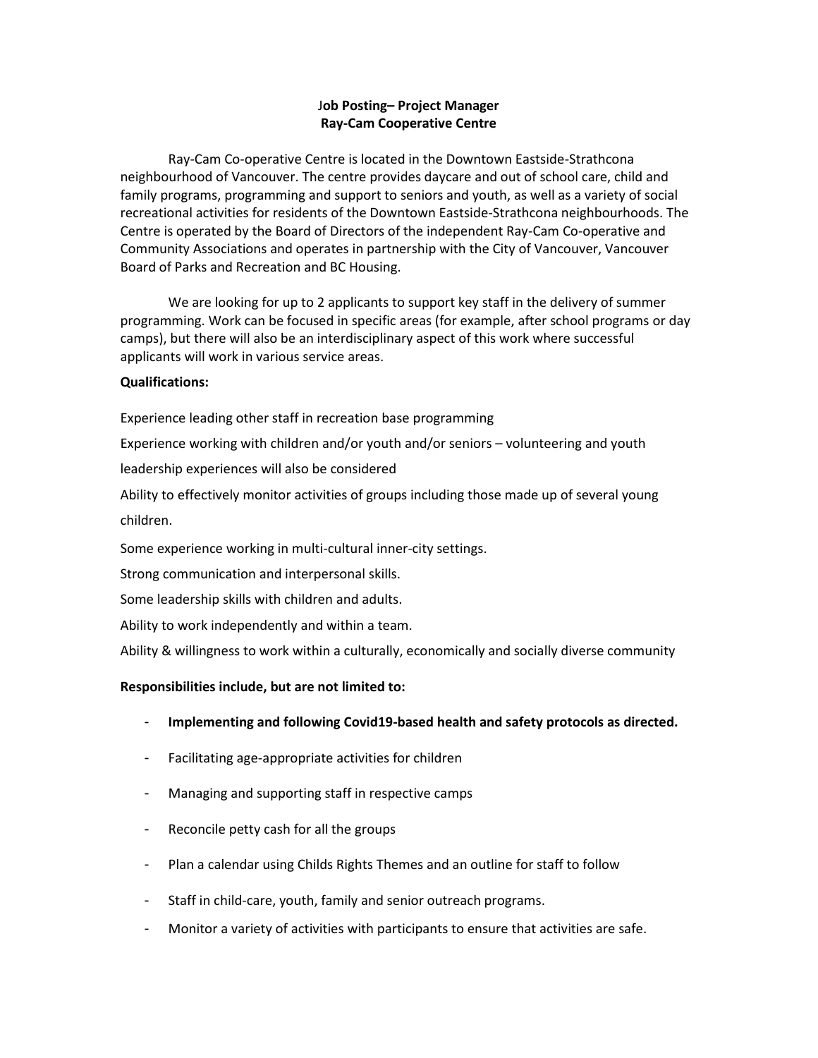**Job Posting– Project Manager**
**Ray-Cam Cooperative Centre**

Ray-Cam Co-operative Centre is located in the Downtown Eastside-Strathcona neighbourhood of Vancouver. The centre provides daycare and out of school care, child and family programs, programming and support to seniors and youth, as well as a variety of social recreational activities for residents of the Downtown Eastside-Strathcona neighbourhoods. The Centre is operated by the Board of Directors of the independent Ray-Cam Co-operative and Community Associations and operates in partnership with the City of Vancouver, Vancouver Board of Parks and Recreation and BC Housing.

We are looking for up to 2 applicants to support key staff in the delivery of summer programming. Work can be focused in specific areas (for example, after school programs or day camps), but there will also be an interdisciplinary aspect of this work where successful applicants will work in various service areas.

**Qualifications:**

Experience leading other staff in recreation base programming

Experience working with children and/or youth and/or seniors – volunteering and youth leadership experiences will also be considered

Ability to effectively monitor activities of groups including those made up of several young children.

Some experience working in multi-cultural inner-city settings.

Strong communication and interpersonal skills.

Some leadership skills with children and adults.

Ability to work independently and within a team.

Ability & willingness to work within a culturally, economically and socially diverse community

**Responsibilities include, but are not limited to:**

- **Implementing and following Covid19-based health and safety protocols as directed.**
- Facilitating age-appropriate activities for children
- Managing and supporting staff in respective camps
- Reconcile petty cash for all the groups
- Plan a calendar using Childs Rights Themes and an outline for staff to follow
- Staff in child-care, youth, family and senior outreach programs.
- Monitor a variety of activities with participants to ensure that activities are safe.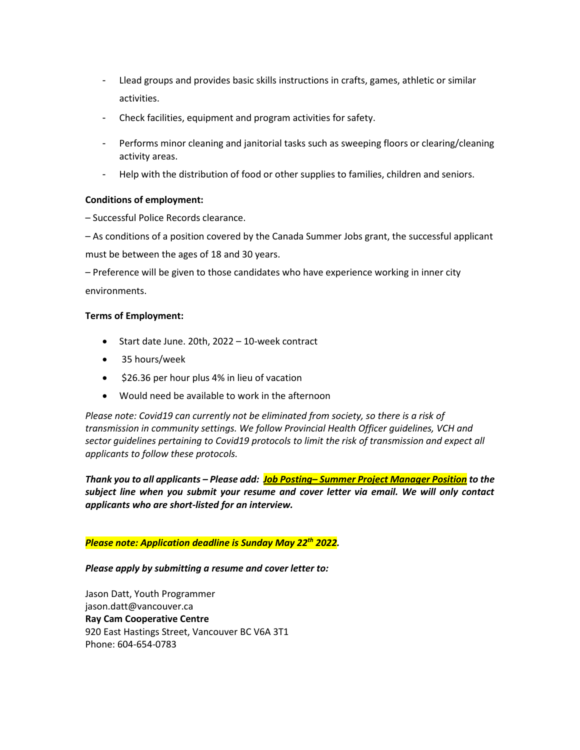- Llead groups and provides basic skills instructions in crafts, games, athletic or similar activities.
- Check facilities, equipment and program activities for safety.
- Performs minor cleaning and janitorial tasks such as sweeping floors or clearing/cleaning activity areas.
- Help with the distribution of food or other supplies to families, children and seniors.

**Conditions of employment:**

– Successful Police Records clearance.

– As conditions of a position covered by the Canada Summer Jobs grant, the successful applicant must be between the ages of 18 and 30 years.

– Preference will be given to those candidates who have experience working in inner city environments.

**Terms of Employment:**

- Start date June. 20th, 2022 – 10-week contract
- 35 hours/week
- $26.36 per hour plus 4% in lieu of vacation
- Would need be available to work in the afternoon

*Please note: Covid19 can currently not be eliminated from society, so there is a risk of transmission in community settings. We follow Provincial Health Officer guidelines, VCH and sector guidelines pertaining to Covid19 protocols to limit the risk of transmission and expect all applicants to follow these protocols.*

***Thank you to all applicants – Please add: Job Posting– Summer Project Manager Position to the subject line when you submit your resume and cover letter via email. We will only contact applicants who are short-listed for an interview.***

***Please note: Application deadline is Sunday May 22th 2022.***

***Please apply by submitting a resume and cover letter to:***

Jason Datt, Youth Programmer
jason.datt@vancouver.ca
**Ray Cam Cooperative Centre**
920 East Hastings Street, Vancouver BC V6A 3T1
Phone: 604-654-0783